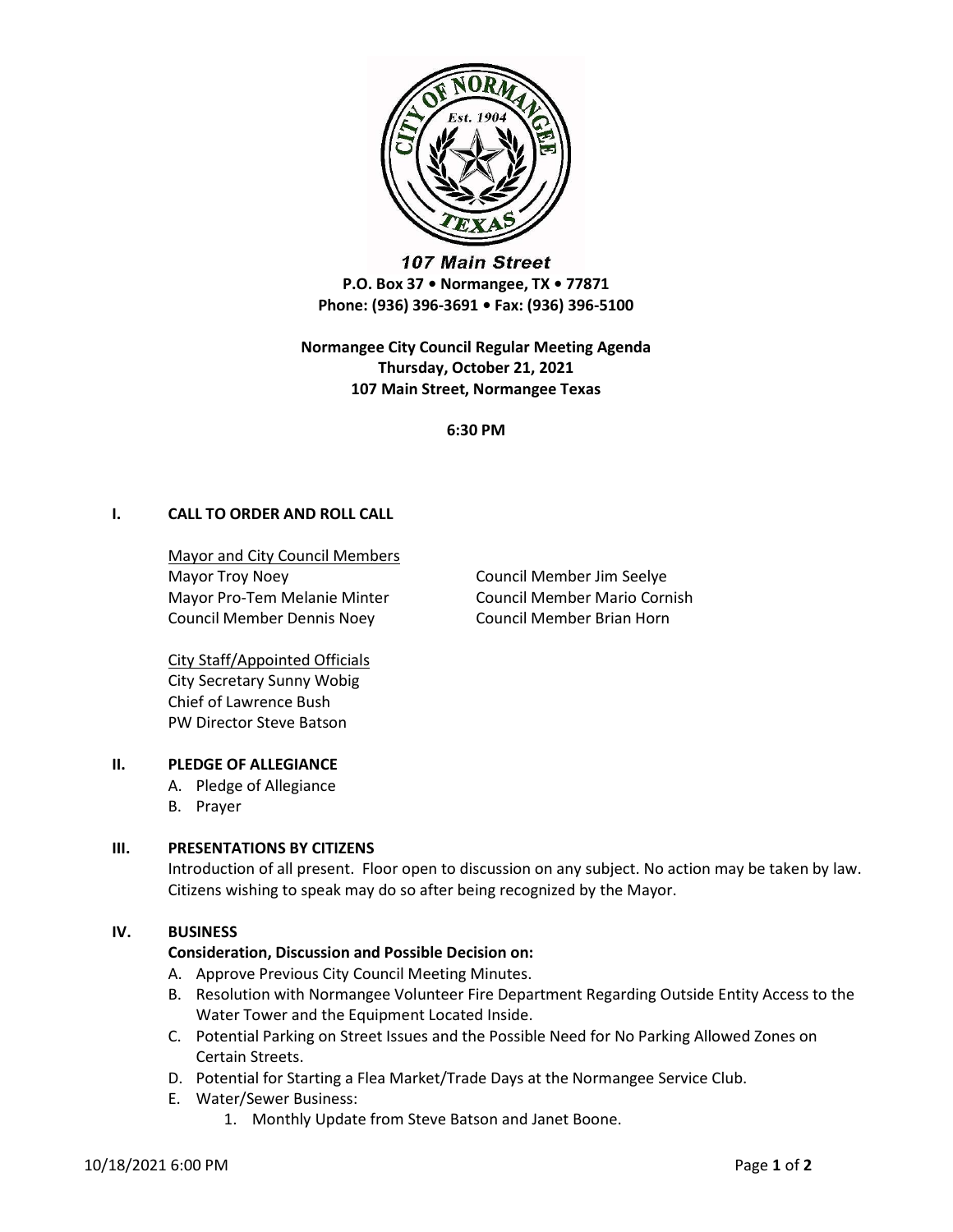107 Main Street
**P.O. Box 37 • Normangee, TX • 77871**
**Phone: (936) 396-3691 • Fax: (936) 396-5100**

**Normangee City Council Regular Meeting Agenda**
**Thursday, October 21, 2021**
**107 Main Street, Normangee Texas**

**6:30 PM**

## I. CALL TO ORDER AND ROLL CALL

Mayor and City Council Members
Mayor Troy Noey
Mayor Pro-Tem Melanie Minter
Council Member Dennis Noey
Council Member Jim Seelye
Council Member Mario Cornish
Council Member Brian Horn

City Staff/Appointed Officials
City Secretary Sunny Wobig
Chief of Lawrence Bush
PW Director Steve Batson

## II. PLEDGE OF ALLEGIANCE

A. Pledge of Allegiance
B. Prayer

## III. PRESENTATIONS BY CITIZENS

Introduction of all present. Floor open to discussion on any subject. No action may be taken by law. Citizens wishing to speak may do so after being recognized by the Mayor.

## IV. BUSINESS

**Consideration, Discussion and Possible Decision on:**

A. Approve Previous City Council Meeting Minutes.
B. Resolution with Normangee Volunteer Fire Department Regarding Outside Entity Access to the Water Tower and the Equipment Located Inside.
C. Potential Parking on Street Issues and the Possible Need for No Parking Allowed Zones on Certain Streets.
D. Potential for Starting a Flea Market/Trade Days at the Normangee Service Club.
E. Water/Sewer Business:
   1. Monthly Update from Steve Batson and Janet Boone.

10/18/2021 6:00 PM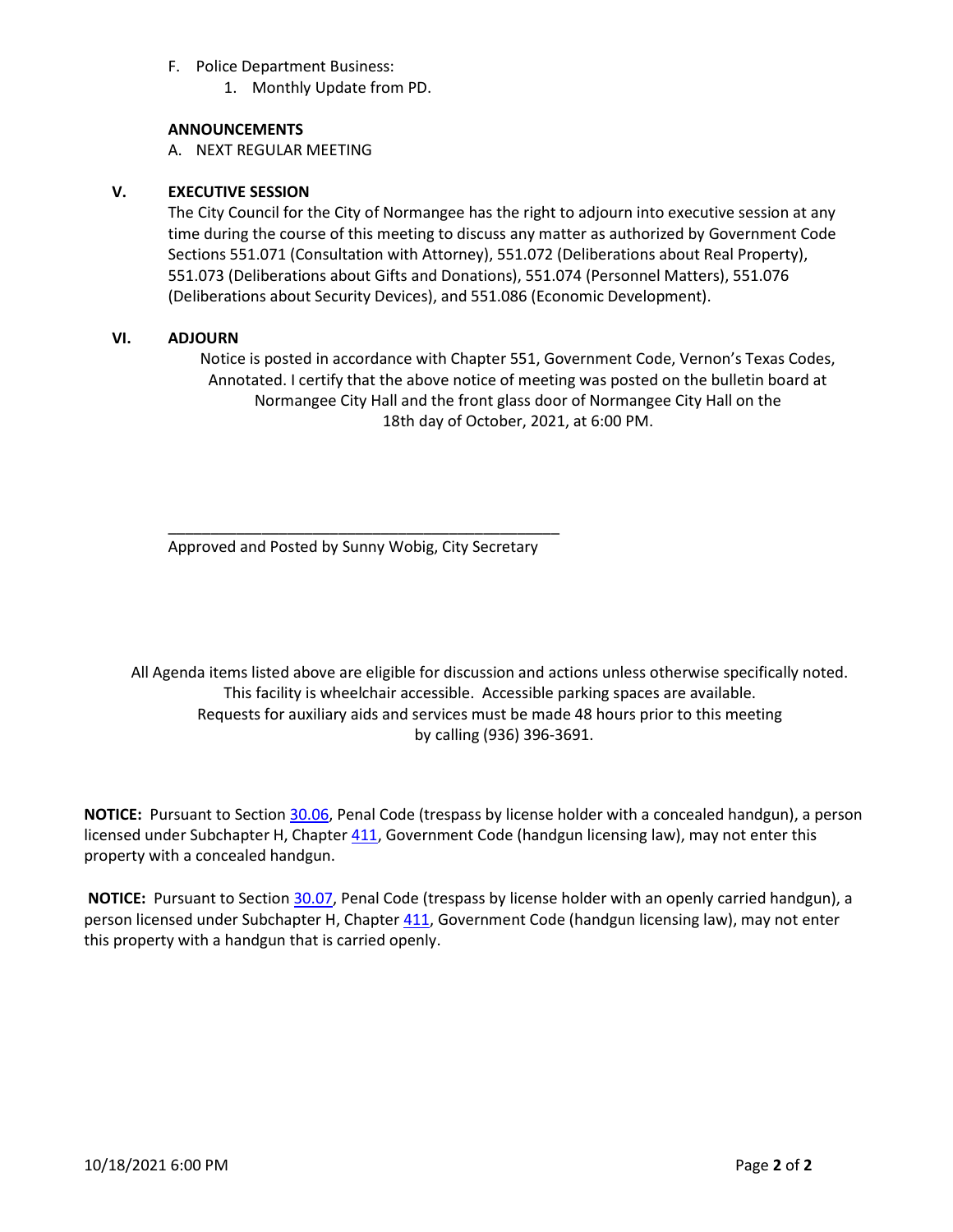F. Police Department Business:
    1. Monthly Update from PD.

**ANNOUNCEMENTS**

A. NEXT REGULAR MEETING

## V. EXECUTIVE SESSION

The City Council for the City of Normangee has the right to adjourn into executive session at any time during the course of this meeting to discuss any matter as authorized by Government Code Sections 551.071 (Consultation with Attorney), 551.072 (Deliberations about Real Property), 551.073 (Deliberations about Gifts and Donations), 551.074 (Personnel Matters), 551.076 (Deliberations about Security Devices), and 551.086 (Economic Development).

## VI. ADJOURN

Notice is posted in accordance with Chapter 551, Government Code, Vernon's Texas Codes, Annotated. I certify that the above notice of meeting was posted on the bulletin board at Normangee City Hall and the front glass door of Normangee City Hall on the 18th day of October, 2021, at 6:00 PM.

_______________________________________________

Approved and Posted by Sunny Wobig, City Secretary

All Agenda items listed above are eligible for discussion and actions unless otherwise specifically noted. This facility is wheelchair accessible. Accessible parking spaces are available. Requests for auxiliary aids and services must be made 48 hours prior to this meeting by calling (936) 396-3691.

**NOTICE:** Pursuant to Section 30.06, Penal Code (trespass by license holder with a concealed handgun), a person licensed under Subchapter H, Chapter 411, Government Code (handgun licensing law), may not enter this property with a concealed handgun.

**NOTICE:** Pursuant to Section 30.07, Penal Code (trespass by license holder with an openly carried handgun), a person licensed under Subchapter H, Chapter 411, Government Code (handgun licensing law), may not enter this property with a handgun that is carried openly.